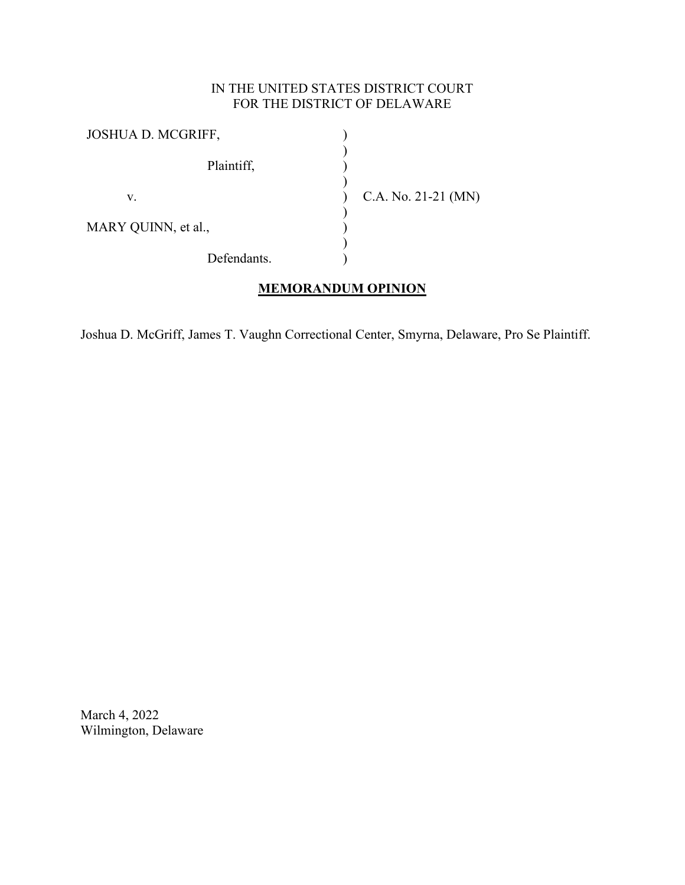IN THE UNITED STATES DISTRICT COURT
FOR THE DISTRICT OF DELAWARE

| | | |
|---|---|---|
| JOSHUA D. MCGRIFF, | ) | |
| | ) | |
| Plaintiff, | ) | |
| | ) | |
| v. | ) | C.A. No. 21-21 (MN) |
| | ) | |
| MARY QUINN, et al., | ) | |
| | ) | |
| Defendants. | ) | |

## MEMORANDUM OPINION

Joshua D. McGriff, James T. Vaughn Correctional Center, Smyrna, Delaware, Pro Se Plaintiff.

March 4, 2022
Wilmington, Delaware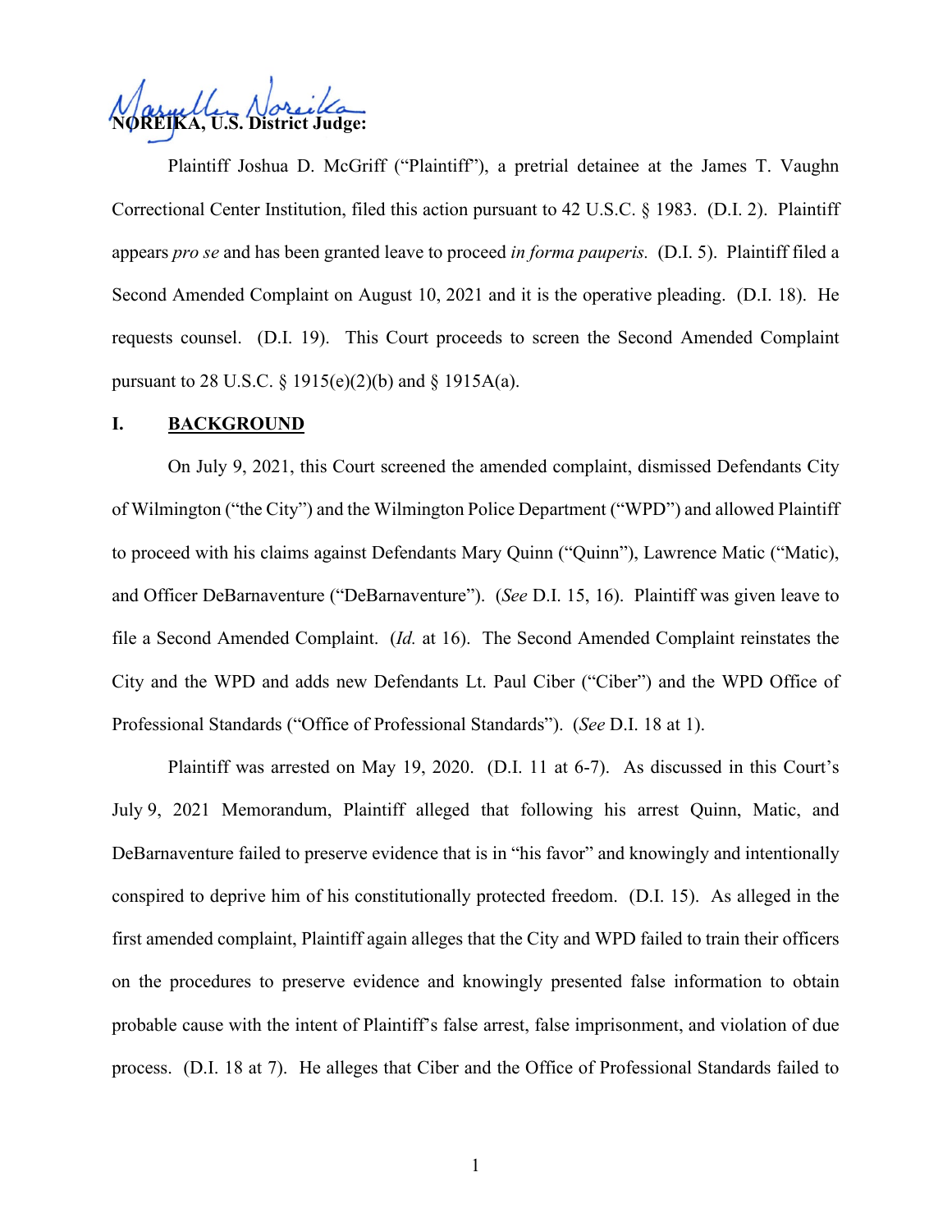**NOREIKA, U.S. District Judge:**

Plaintiff Joshua D. McGriff ("Plaintiff"), a pretrial detainee at the James T. Vaughn Correctional Center Institution, filed this action pursuant to 42 U.S.C. § 1983. (D.I. 2). Plaintiff appears *pro se* and has been granted leave to proceed *in forma pauperis.* (D.I. 5). Plaintiff filed a Second Amended Complaint on August 10, 2021 and it is the operative pleading. (D.I. 18). He requests counsel. (D.I. 19). This Court proceeds to screen the Second Amended Complaint pursuant to 28 U.S.C. § 1915(e)(2)(b) and § 1915A(a).

## I. BACKGROUND

On July 9, 2021, this Court screened the amended complaint, dismissed Defendants City of Wilmington ("the City") and the Wilmington Police Department ("WPD") and allowed Plaintiff to proceed with his claims against Defendants Mary Quinn ("Quinn"), Lawrence Matic ("Matic), and Officer DeBarnaventure ("DeBarnaventure"). (*See* D.I. 15, 16). Plaintiff was given leave to file a Second Amended Complaint. (*Id.* at 16). The Second Amended Complaint reinstates the City and the WPD and adds new Defendants Lt. Paul Ciber ("Ciber") and the WPD Office of Professional Standards ("Office of Professional Standards"). (*See* D.I. 18 at 1).

Plaintiff was arrested on May 19, 2020. (D.I. 11 at 6-7). As discussed in this Court's July 9, 2021 Memorandum, Plaintiff alleged that following his arrest Quinn, Matic, and DeBarnaventure failed to preserve evidence that is in "his favor" and knowingly and intentionally conspired to deprive him of his constitutionally protected freedom. (D.I. 15). As alleged in the first amended complaint, Plaintiff again alleges that the City and WPD failed to train their officers on the procedures to preserve evidence and knowingly presented false information to obtain probable cause with the intent of Plaintiff's false arrest, false imprisonment, and violation of due process. (D.I. 18 at 7). He alleges that Ciber and the Office of Professional Standards failed to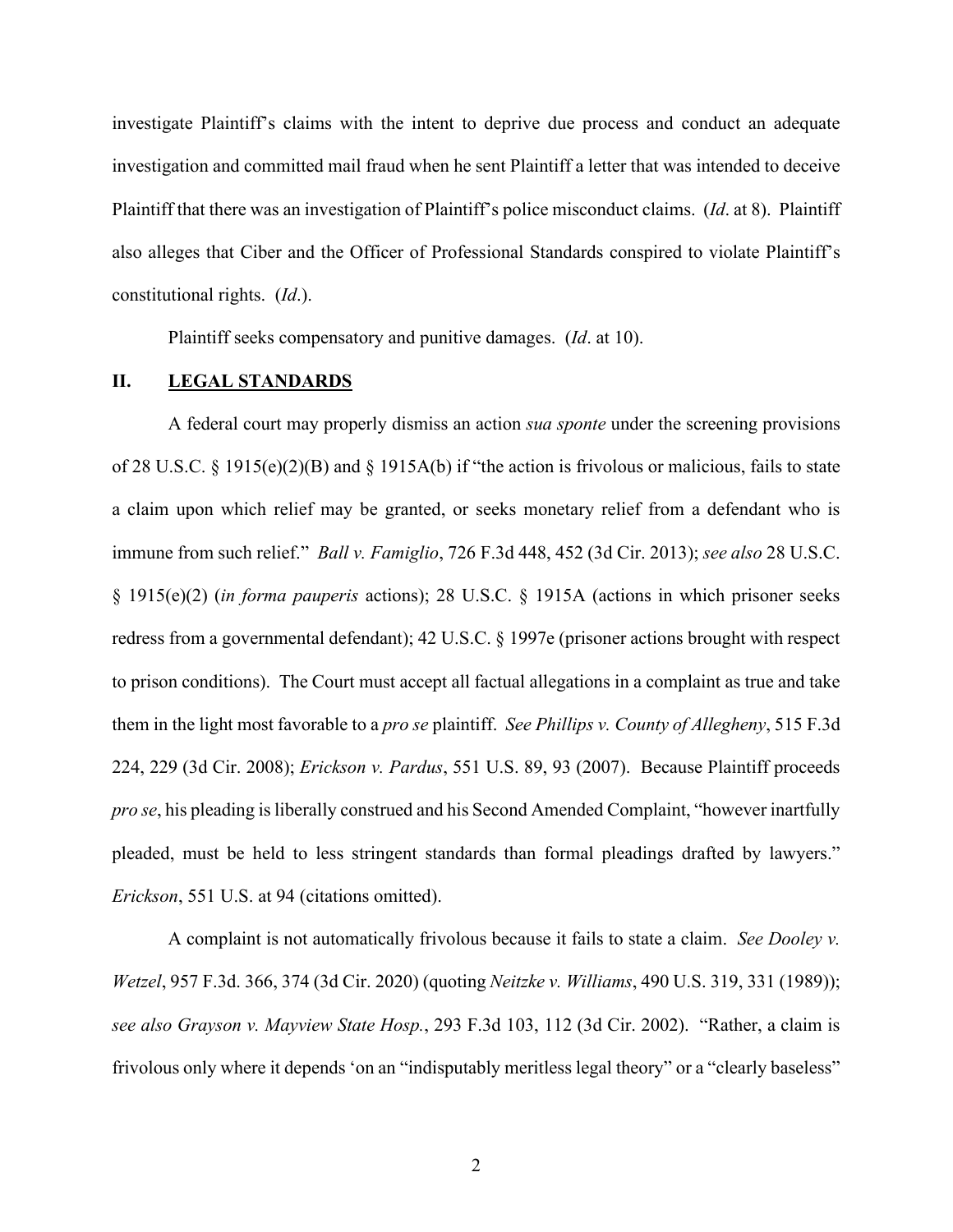investigate Plaintiff's claims with the intent to deprive due process and conduct an adequate investigation and committed mail fraud when he sent Plaintiff a letter that was intended to deceive Plaintiff that there was an investigation of Plaintiff's police misconduct claims. (*Id*. at 8). Plaintiff also alleges that Ciber and the Officer of Professional Standards conspired to violate Plaintiff's constitutional rights. (*Id*.).

Plaintiff seeks compensatory and punitive damages. (*Id*. at 10).

## II. **LEGAL STANDARDS**

A federal court may properly dismiss an action *sua sponte* under the screening provisions of 28 U.S.C. § 1915(e)(2)(B) and § 1915A(b) if "the action is frivolous or malicious, fails to state a claim upon which relief may be granted, or seeks monetary relief from a defendant who is immune from such relief." *Ball v. Famiglio*, 726 F.3d 448, 452 (3d Cir. 2013); *see also* 28 U.S.C. § 1915(e)(2) (*in forma pauperis* actions); 28 U.S.C. § 1915A (actions in which prisoner seeks redress from a governmental defendant); 42 U.S.C. § 1997e (prisoner actions brought with respect to prison conditions). The Court must accept all factual allegations in a complaint as true and take them in the light most favorable to a *pro se* plaintiff. *See Phillips v. County of Allegheny*, 515 F.3d 224, 229 (3d Cir. 2008); *Erickson v. Pardus*, 551 U.S. 89, 93 (2007). Because Plaintiff proceeds *pro se*, his pleading is liberally construed and his Second Amended Complaint, "however inartfully pleaded, must be held to less stringent standards than formal pleadings drafted by lawyers." *Erickson*, 551 U.S. at 94 (citations omitted).

A complaint is not automatically frivolous because it fails to state a claim. *See Dooley v. Wetzel*, 957 F.3d. 366, 374 (3d Cir. 2020) (quoting *Neitzke v. Williams*, 490 U.S. 319, 331 (1989)); *see also Grayson v. Mayview State Hosp.*, 293 F.3d 103, 112 (3d Cir. 2002). "Rather, a claim is frivolous only where it depends 'on an "indisputably meritless legal theory" or a "clearly baseless"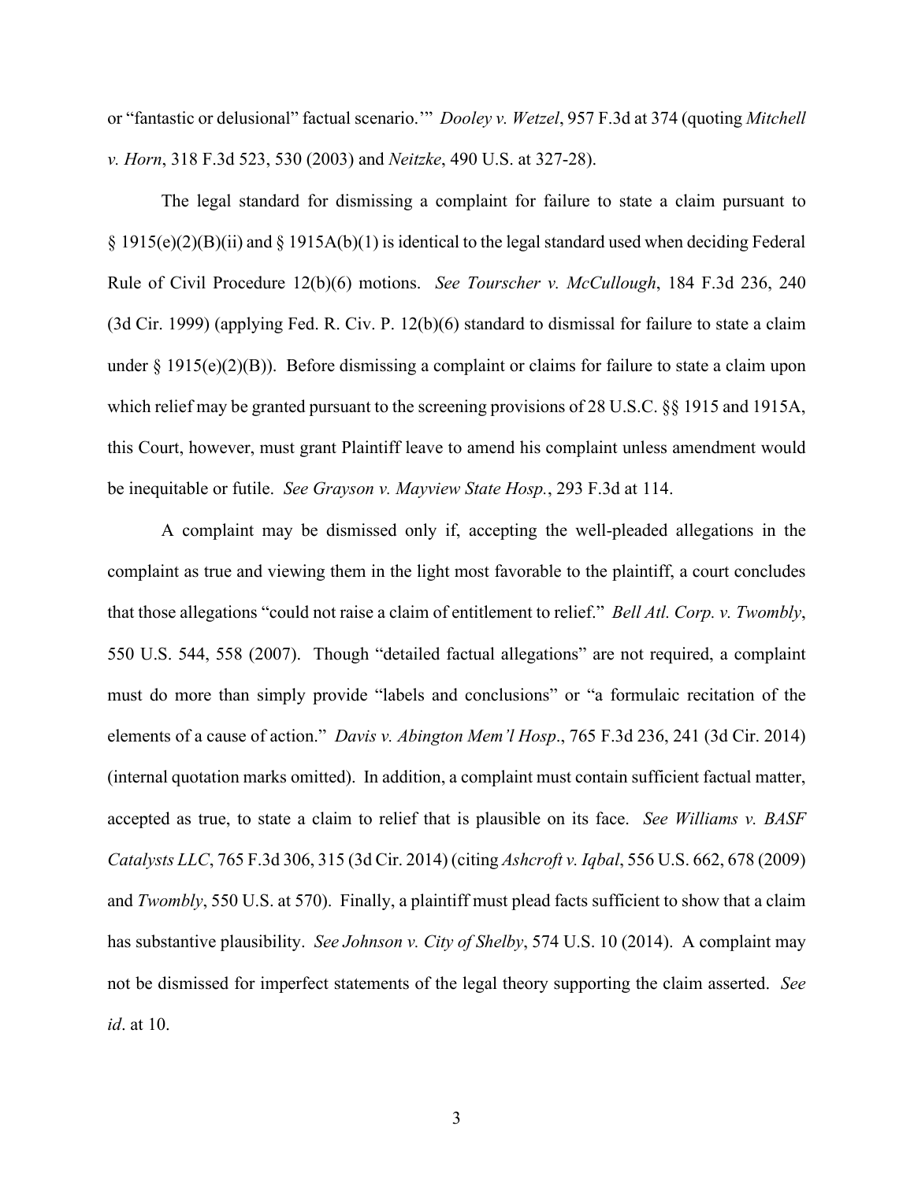or "fantastic or delusional" factual scenario.'" *Dooley v. Wetzel*, 957 F.3d at 374 (quoting *Mitchell v. Horn*, 318 F.3d 523, 530 (2003) and *Neitzke*, 490 U.S. at 327-28).

The legal standard for dismissing a complaint for failure to state a claim pursuant to § 1915(e)(2)(B)(ii) and § 1915A(b)(1) is identical to the legal standard used when deciding Federal Rule of Civil Procedure 12(b)(6) motions. *See Tourscher v. McCullough*, 184 F.3d 236, 240 (3d Cir. 1999) (applying Fed. R. Civ. P. 12(b)(6) standard to dismissal for failure to state a claim under § 1915(e)(2)(B)). Before dismissing a complaint or claims for failure to state a claim upon which relief may be granted pursuant to the screening provisions of 28 U.S.C. §§ 1915 and 1915A, this Court, however, must grant Plaintiff leave to amend his complaint unless amendment would be inequitable or futile. *See Grayson v. Mayview State Hosp.*, 293 F.3d at 114.

A complaint may be dismissed only if, accepting the well-pleaded allegations in the complaint as true and viewing them in the light most favorable to the plaintiff, a court concludes that those allegations "could not raise a claim of entitlement to relief." *Bell Atl. Corp. v. Twombly*, 550 U.S. 544, 558 (2007). Though "detailed factual allegations" are not required, a complaint must do more than simply provide "labels and conclusions" or "a formulaic recitation of the elements of a cause of action." *Davis v. Abington Mem'l Hosp*., 765 F.3d 236, 241 (3d Cir. 2014) (internal quotation marks omitted). In addition, a complaint must contain sufficient factual matter, accepted as true, to state a claim to relief that is plausible on its face. *See Williams v. BASF Catalysts LLC*, 765 F.3d 306, 315 (3d Cir. 2014) (citing *Ashcroft v. Iqbal*, 556 U.S. 662, 678 (2009) and *Twombly*, 550 U.S. at 570). Finally, a plaintiff must plead facts sufficient to show that a claim has substantive plausibility. *See Johnson v. City of Shelby*, 574 U.S. 10 (2014). A complaint may not be dismissed for imperfect statements of the legal theory supporting the claim asserted. *See id*. at 10.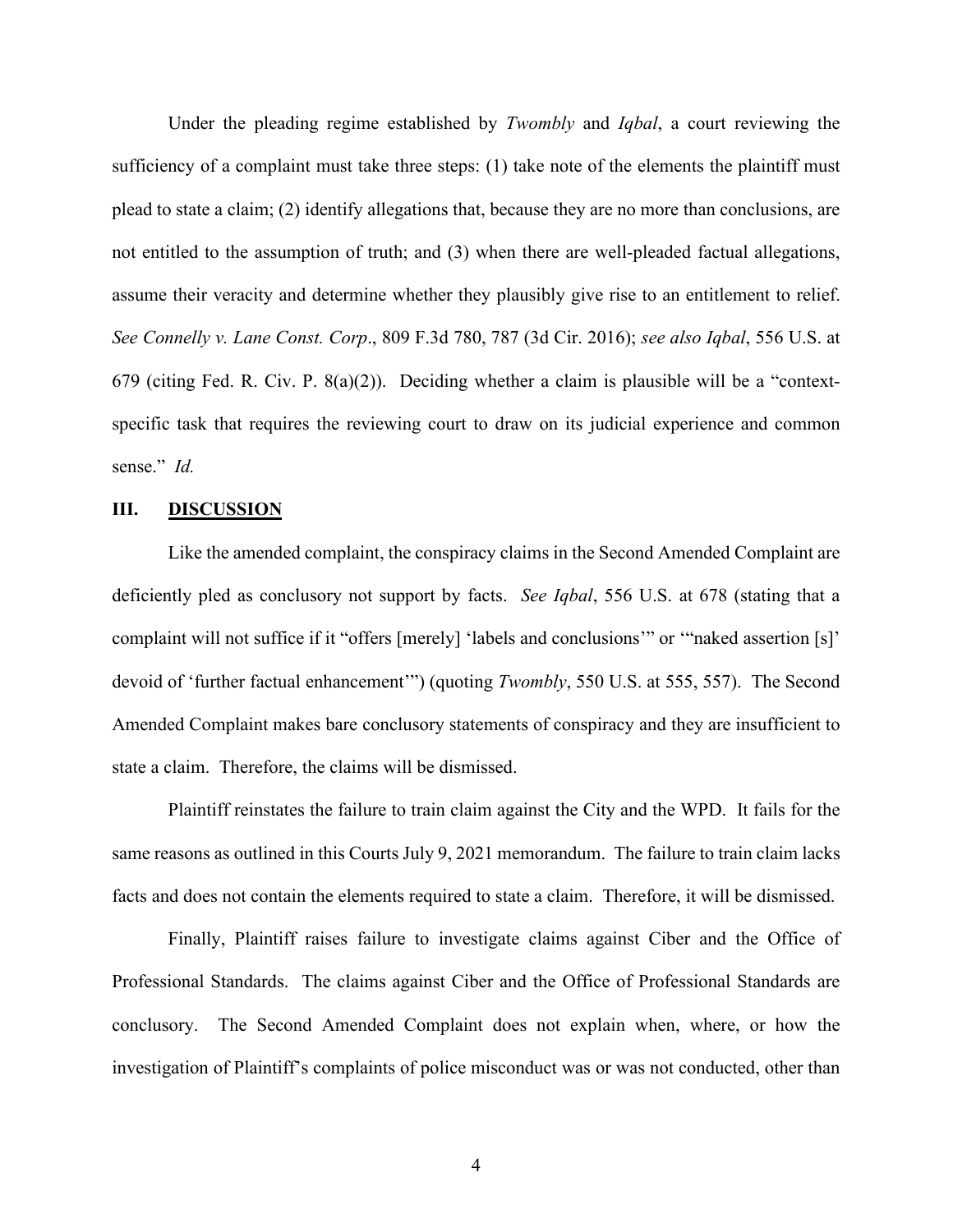Under the pleading regime established by *Twombly* and *Iqbal*, a court reviewing the sufficiency of a complaint must take three steps: (1) take note of the elements the plaintiff must plead to state a claim; (2) identify allegations that, because they are no more than conclusions, are not entitled to the assumption of truth; and (3) when there are well-pleaded factual allegations, assume their veracity and determine whether they plausibly give rise to an entitlement to relief. *See Connelly v. Lane Const. Corp*., 809 F.3d 780, 787 (3d Cir. 2016); *see also Iqbal*, 556 U.S. at 679 (citing Fed. R. Civ. P. 8(a)(2)). Deciding whether a claim is plausible will be a "context-specific task that requires the reviewing court to draw on its judicial experience and common sense." *Id.*

## III. DISCUSSION

Like the amended complaint, the conspiracy claims in the Second Amended Complaint are deficiently pled as conclusory not support by facts. *See Iqbal*, 556 U.S. at 678 (stating that a complaint will not suffice if it "offers [merely] 'labels and conclusions'" or '"naked assertion [s]' devoid of 'further factual enhancement'") (quoting *Twombly*, 550 U.S. at 555, 557). The Second Amended Complaint makes bare conclusory statements of conspiracy and they are insufficient to state a claim. Therefore, the claims will be dismissed.

Plaintiff reinstates the failure to train claim against the City and the WPD. It fails for the same reasons as outlined in this Courts July 9, 2021 memorandum. The failure to train claim lacks facts and does not contain the elements required to state a claim. Therefore, it will be dismissed.

Finally, Plaintiff raises failure to investigate claims against Ciber and the Office of Professional Standards. The claims against Ciber and the Office of Professional Standards are conclusory. The Second Amended Complaint does not explain when, where, or how the investigation of Plaintiff's complaints of police misconduct was or was not conducted, other than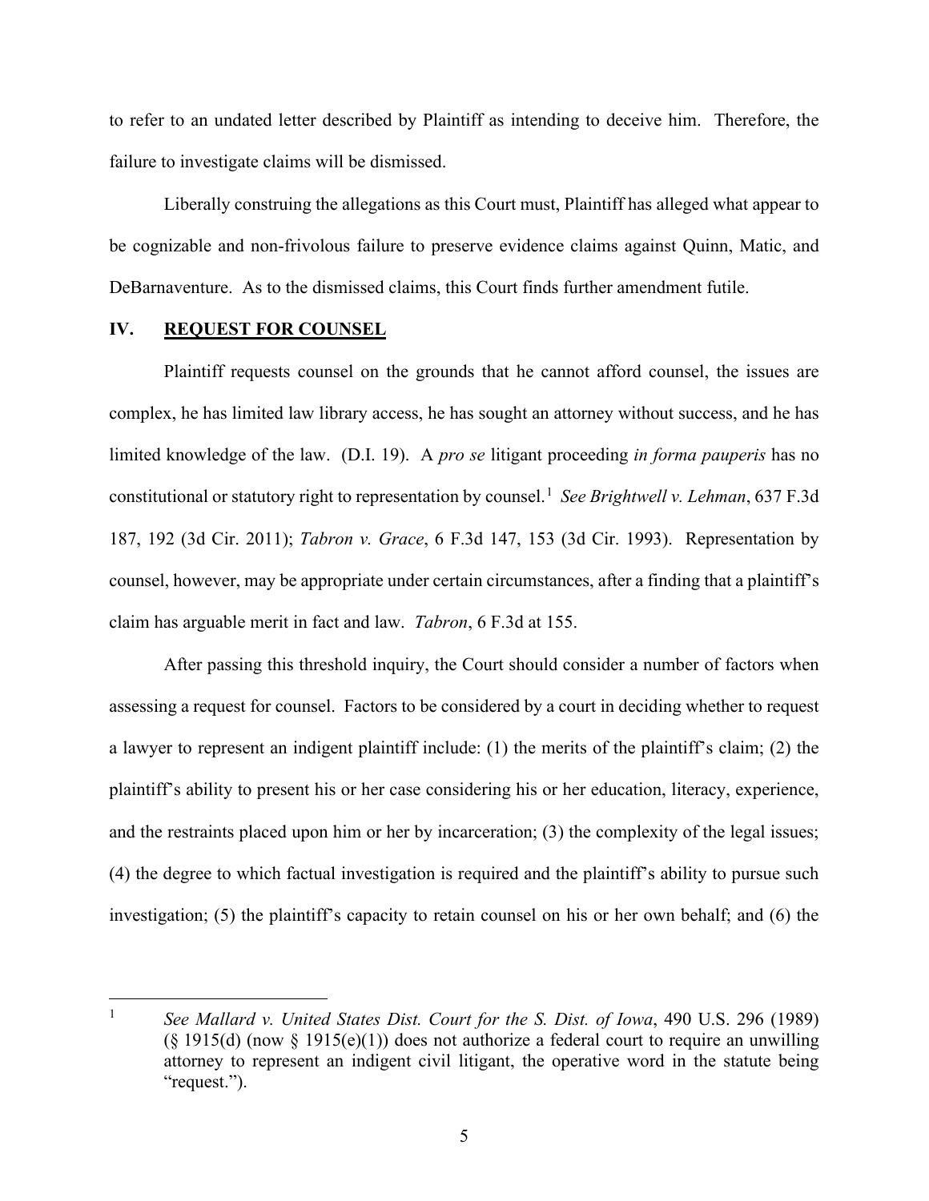to refer to an undated letter described by Plaintiff as intending to deceive him. Therefore, the failure to investigate claims will be dismissed.

Liberally construing the allegations as this Court must, Plaintiff has alleged what appear to be cognizable and non-frivolous failure to preserve evidence claims against Quinn, Matic, and DeBarnaventure. As to the dismissed claims, this Court finds further amendment futile.

## IV. REQUEST FOR COUNSEL

Plaintiff requests counsel on the grounds that he cannot afford counsel, the issues are complex, he has limited law library access, he has sought an attorney without success, and he has limited knowledge of the law. (D.I. 19). A *pro se* litigant proceeding *in forma pauperis* has no constitutional or statutory right to representation by counsel.[1] *See Brightwell v. Lehman*, 637 F.3d 187, 192 (3d Cir. 2011); *Tabron v. Grace*, 6 F.3d 147, 153 (3d Cir. 1993). Representation by counsel, however, may be appropriate under certain circumstances, after a finding that a plaintiff's claim has arguable merit in fact and law. *Tabron*, 6 F.3d at 155.

After passing this threshold inquiry, the Court should consider a number of factors when assessing a request for counsel. Factors to be considered by a court in deciding whether to request a lawyer to represent an indigent plaintiff include: (1) the merits of the plaintiff's claim; (2) the plaintiff's ability to present his or her case considering his or her education, literacy, experience, and the restraints placed upon him or her by incarceration; (3) the complexity of the legal issues; (4) the degree to which factual investigation is required and the plaintiff's ability to pursue such investigation; (5) the plaintiff's capacity to retain counsel on his or her own behalf; and (6) the

---

[1] *See Mallard v. United States Dist. Court for the S. Dist. of Iowa*, 490 U.S. 296 (1989) (§ 1915(d) (now § 1915(e)(1)) does not authorize a federal court to require an unwilling attorney to represent an indigent civil litigant, the operative word in the statute being "request.").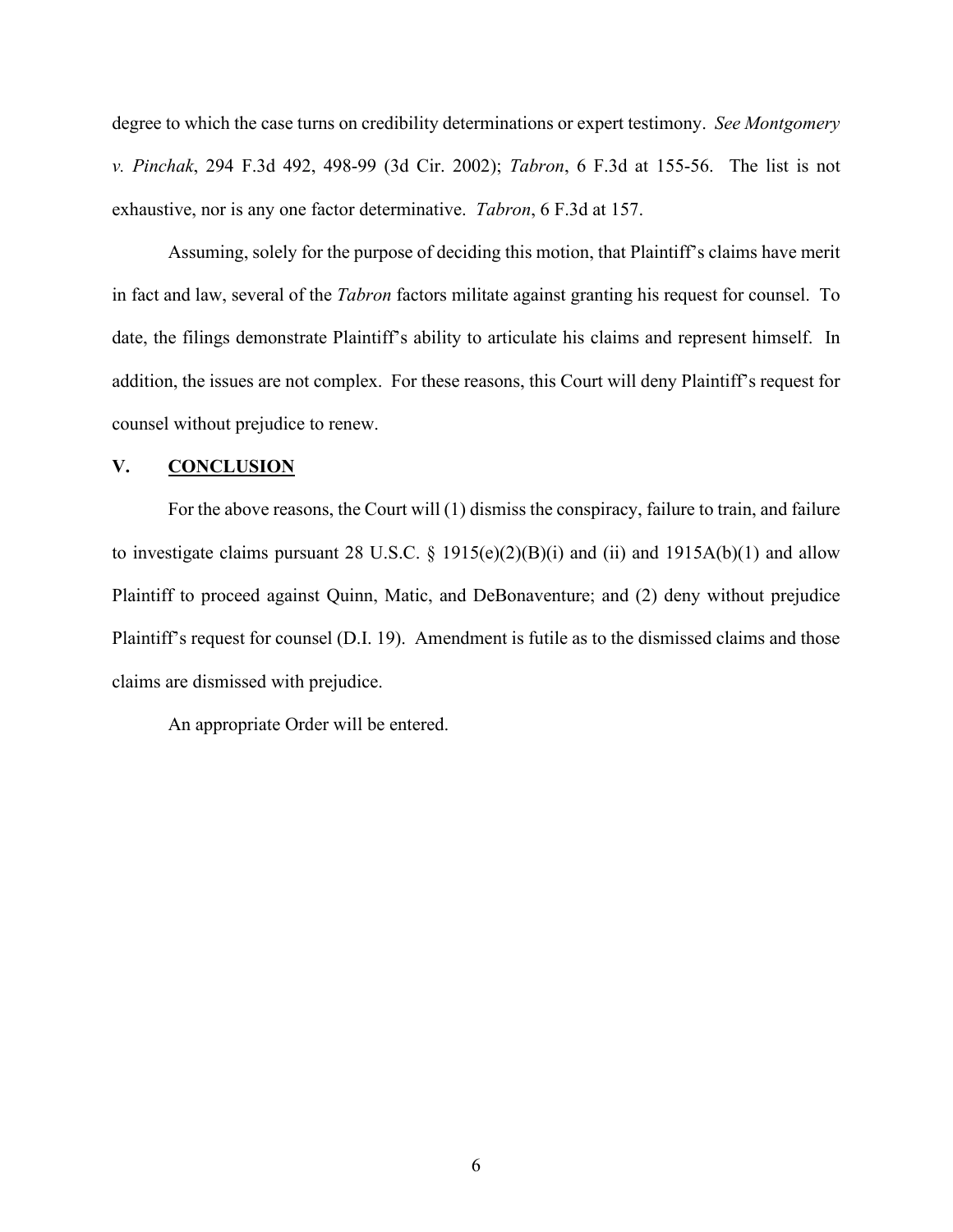degree to which the case turns on credibility determinations or expert testimony. *See Montgomery v. Pinchak*, 294 F.3d 492, 498-99 (3d Cir. 2002); *Tabron*, 6 F.3d at 155-56. The list is not exhaustive, nor is any one factor determinative. *Tabron*, 6 F.3d at 157.

Assuming, solely for the purpose of deciding this motion, that Plaintiff's claims have merit in fact and law, several of the *Tabron* factors militate against granting his request for counsel. To date, the filings demonstrate Plaintiff's ability to articulate his claims and represent himself. In addition, the issues are not complex. For these reasons, this Court will deny Plaintiff's request for counsel without prejudice to renew.

## V. CONCLUSION

For the above reasons, the Court will (1) dismiss the conspiracy, failure to train, and failure to investigate claims pursuant 28 U.S.C. § 1915(e)(2)(B)(i) and (ii) and 1915A(b)(1) and allow Plaintiff to proceed against Quinn, Matic, and DeBonaventure; and (2) deny without prejudice Plaintiff's request for counsel (D.I. 19). Amendment is futile as to the dismissed claims and those claims are dismissed with prejudice.

An appropriate Order will be entered.